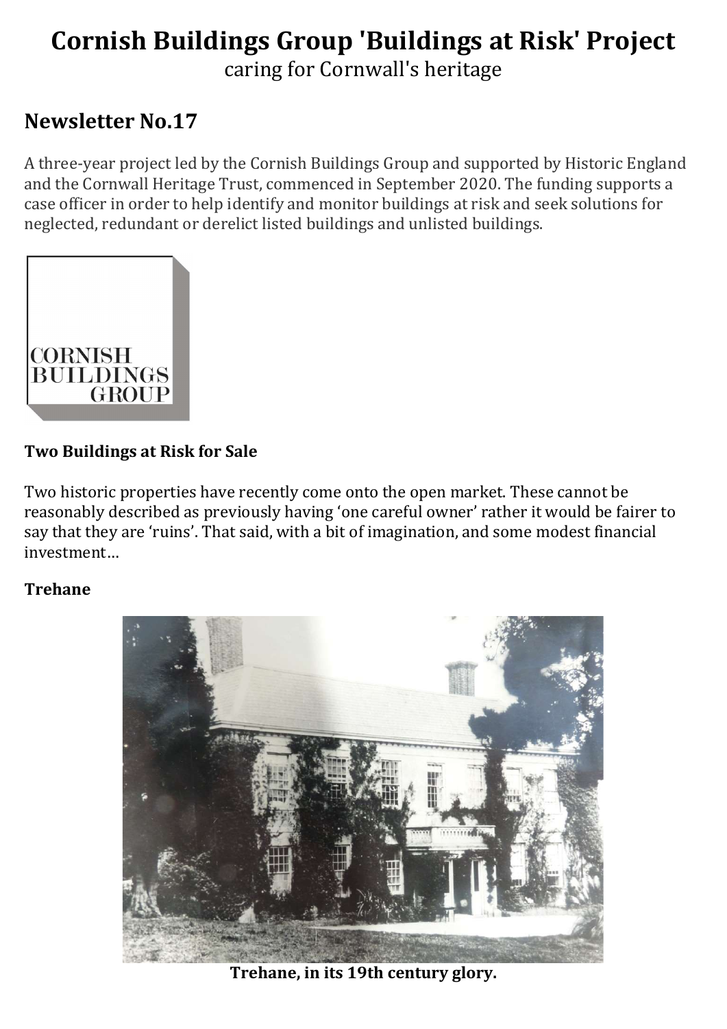# Cornish Buildings Group 'Buildings at Risk' Project

caring for Cornwall's heritage

## Newsletter No.17

A three-year project led by the Cornish Buildings Group and supported by Historic England and the Cornwall Heritage Trust, commenced in September 2020. The funding supports a case officer in order to help identify and monitor buildings at risk and seek solutions for neglected, redundant or derelict listed buildings and unlisted buildings.

CORNISH BUILDINGS GROUP

### Two Buildings at Risk for Sale

Two historic properties have recently come onto the open market. These cannot be reasonably described as previously having 'one careful owner' rather it would be fairer to say that they are 'ruins'. That said, with a bit of imagination, and some modest financial investment…

### Trehane

**Trehane, in its 19th century glory.**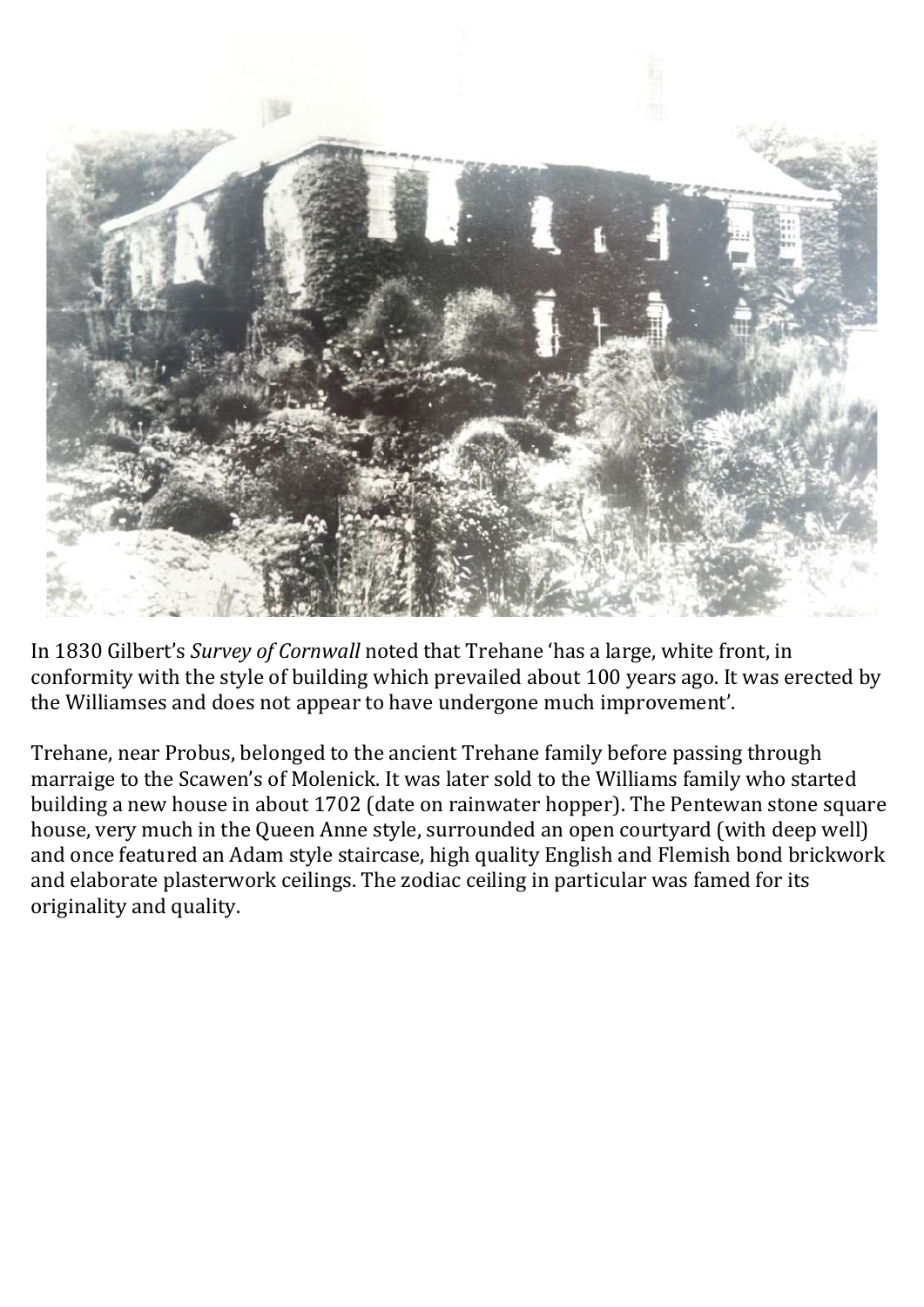In 1830 Gilbert's *Survey of Cornwall* noted that Trehane 'has a large, white front, in conformity with the style of building which prevailed about 100 years ago. It was erected by the Williamses and does not appear to have undergone much improvement'.

Trehane, near Probus, belonged to the ancient Trehane family before passing through marraige to the Scawen's of Molenick. It was later sold to the Williams family who started building a new house in about 1702 (date on rainwater hopper). The Pentewan stone square house, very much in the Queen Anne style, surrounded an open courtyard (with deep well) and once featured an Adam style staircase, high quality English and Flemish bond brickwork and elaborate plasterwork ceilings. The zodiac ceiling in particular was famed for its originality and quality.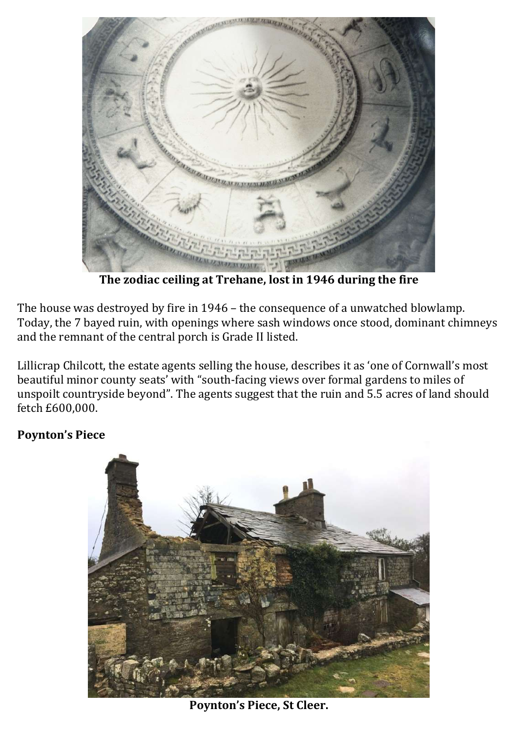**The zodiac ceiling at Trehane, lost in 1946 during the fire**

The house was destroyed by fire in 1946 – the consequence of a unwatched blowlamp. Today, the 7 bayed ruin, with openings where sash windows once stood, dominant chimneys and the remnant of the central porch is Grade II listed.

Lillicrap Chilcott, the estate agents selling the house, describes it as 'one of Cornwall's most beautiful minor county seats' with "south-facing views over formal gardens to miles of unspoilt countryside beyond". The agents suggest that the ruin and 5.5 acres of land should fetch £600,000.

**Poynton's Piece**

**Poynton's Piece, St Cleer.**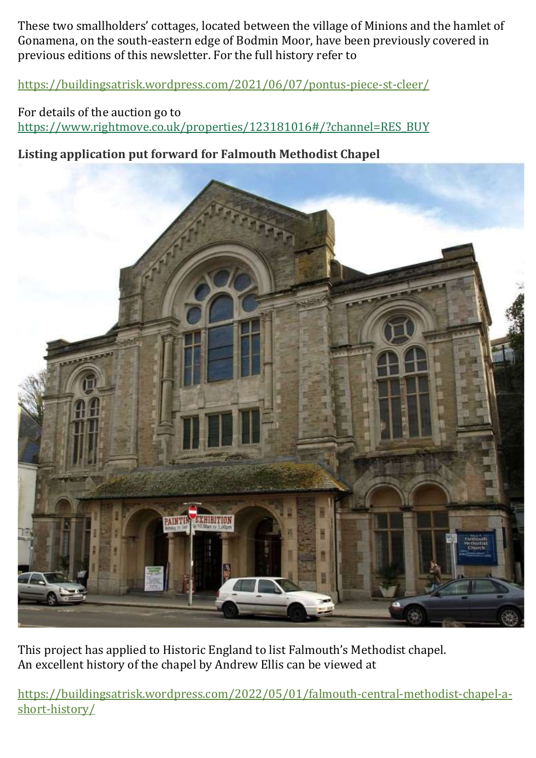These two smallholders' cottages, located between the village of Minions and the hamlet of Gonamena, on the south-eastern edge of Bodmin Moor, have been previously covered in previous editions of this newsletter. For the full history refer to

https://buildingsatrisk.wordpress.com/2021/06/07/pontus-piece-st-cleer/

For details of the auction go to
https://www.rightmove.co.uk/properties/123181016#/?channel=RES_BUY

**Listing application put forward for Falmouth Methodist Chapel**

This project has applied to Historic England to list Falmouth's Methodist chapel.
An excellent history of the chapel by Andrew Ellis can be viewed at

https://buildingsatrisk.wordpress.com/2022/05/01/falmouth-central-methodist-chapel-a-short-history/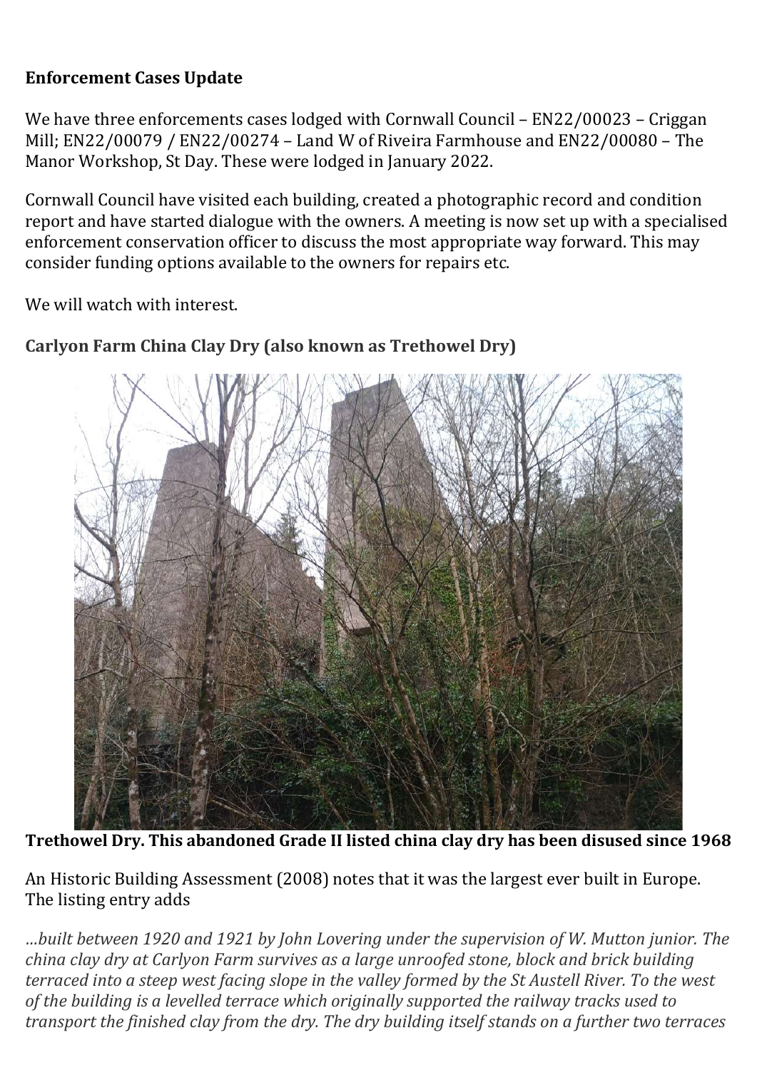**Enforcement Cases Update**

We have three enforcements cases lodged with Cornwall Council – EN22/00023 – Criggan Mill; EN22/00079 / EN22/00274 – Land W of Riveira Farmhouse and EN22/00080 – The Manor Workshop, St Day. These were lodged in January 2022.

Cornwall Council have visited each building, created a photographic record and condition report and have started dialogue with the owners. A meeting is now set up with a specialised enforcement conservation officer to discuss the most appropriate way forward. This may consider funding options available to the owners for repairs etc.

We will watch with interest.

**Carlyon Farm China Clay Dry (also known as Trethowel Dry)**

**Trethowel Dry. This abandoned Grade II listed china clay dry has been disused since 1968**

An Historic Building Assessment (2008) notes that it was the largest ever built in Europe. The listing entry adds

*…built between 1920 and 1921 by John Lovering under the supervision of W. Mutton junior. The china clay dry at Carlyon Farm survives as a large unroofed stone, block and brick building terraced into a steep west facing slope in the valley formed by the St Austell River. To the west of the building is a levelled terrace which originally supported the railway tracks used to transport the finished clay from the dry. The dry building itself stands on a further two terraces*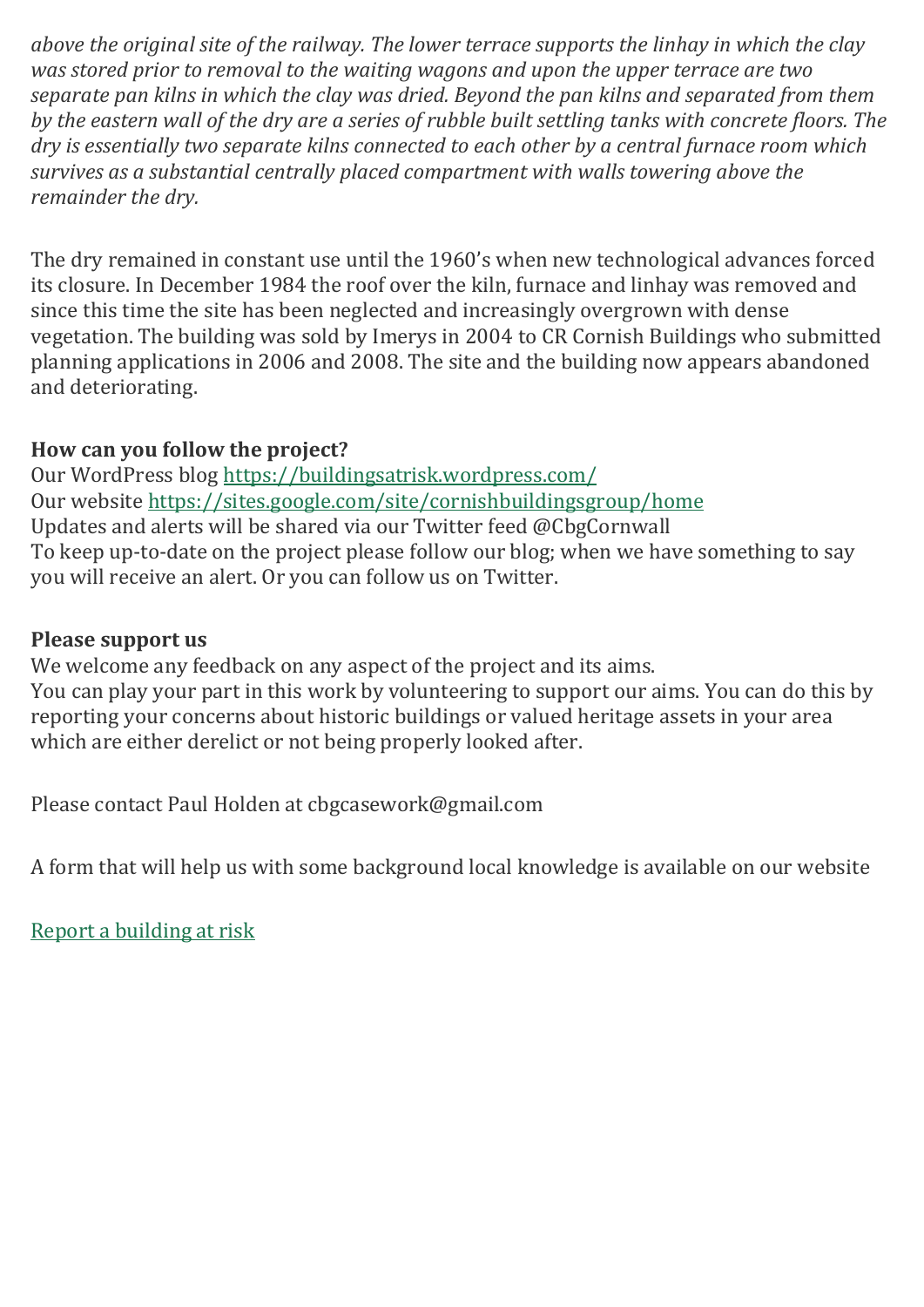*above the original site of the railway. The lower terrace supports the linhay in which the clay was stored prior to removal to the waiting wagons and upon the upper terrace are two separate pan kilns in which the clay was dried. Beyond the pan kilns and separated from them by the eastern wall of the dry are a series of rubble built settling tanks with concrete floors. The dry is essentially two separate kilns connected to each other by a central furnace room which survives as a substantial centrally placed compartment with walls towering above the remainder the dry.*

The dry remained in constant use until the 1960's when new technological advances forced its closure. In December 1984 the roof over the kiln, furnace and linhay was removed and since this time the site has been neglected and increasingly overgrown with dense vegetation. The building was sold by Imerys in 2004 to CR Cornish Buildings who submitted planning applications in 2006 and 2008. The site and the building now appears abandoned and deteriorating.

**How can you follow the project?**

Our WordPress blog [https://buildingsatrisk.wordpress.com/](https://buildingsatrisk.wordpress.com/)
Our website [https://sites.google.com/site/cornishbuildingsgroup/home](https://sites.google.com/site/cornishbuildingsgroup/home)
Updates and alerts will be shared via our Twitter feed @CbgCornwall
To keep up-to-date on the project please follow our blog; when we have something to say you will receive an alert. Or you can follow us on Twitter.

**Please support us**

We welcome any feedback on any aspect of the project and its aims.
You can play your part in this work by volunteering to support our aims. You can do this by reporting your concerns about historic buildings or valued heritage assets in your area which are either derelict or not being properly looked after.

Please contact Paul Holden at cbgcasework@gmail.com

A form that will help us with some background local knowledge is available on our website

Report a building at risk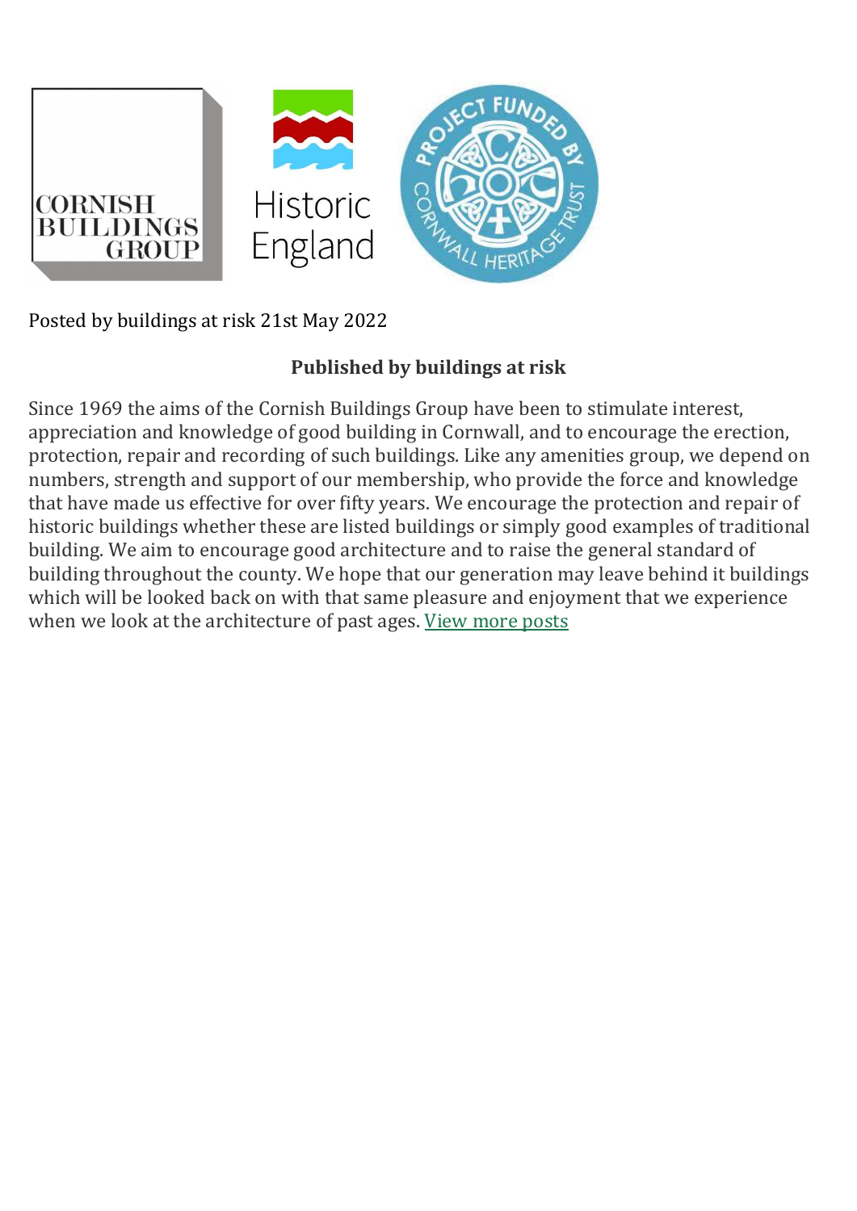Posted by buildings at risk 21st May 2022

**Published by buildings at risk**

Since 1969 the aims of the Cornish Buildings Group have been to stimulate interest, appreciation and knowledge of good building in Cornwall, and to encourage the erection, protection, repair and recording of such buildings. Like any amenities group, we depend on numbers, strength and support of our membership, who provide the force and knowledge that have made us effective for over fifty years. We encourage the protection and repair of historic buildings whether these are listed buildings or simply good examples of traditional building. We aim to encourage good architecture and to raise the general standard of building throughout the county. We hope that our generation may leave behind it buildings which will be looked back on with that same pleasure and enjoyment that we experience when we look at the architecture of past ages. View more posts